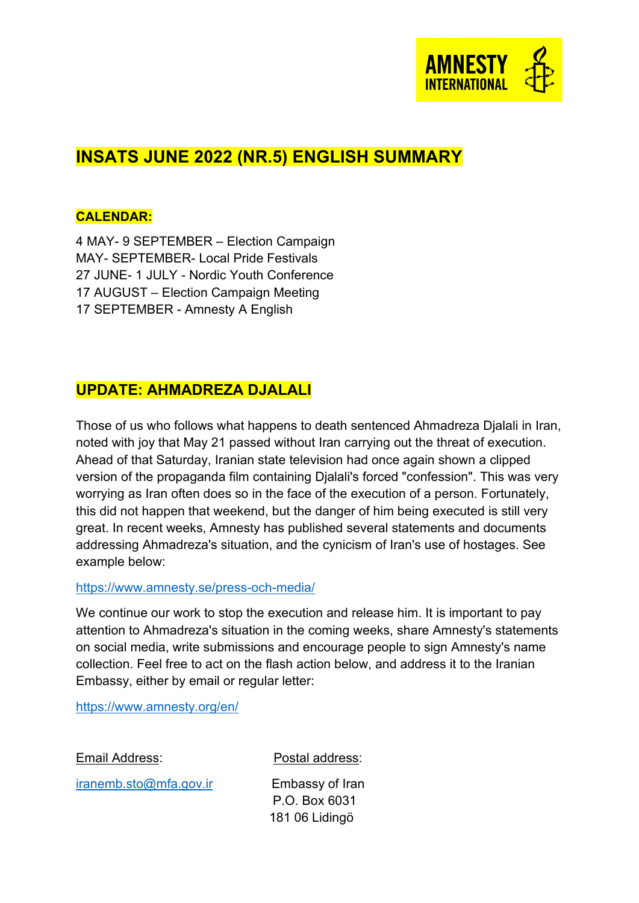# INSATS JUNE 2022 (NR.5) ENGLISH SUMMARY

## CALENDAR:

4 MAY- 9 SEPTEMBER – Election Campaign
MAY- SEPTEMBER- Local Pride Festivals
27 JUNE- 1 JULY - Nordic Youth Conference
17 AUGUST – Election Campaign Meeting
17 SEPTEMBER - Amnesty A English

## UPDATE: AHMADREZA DJALALI

Those of us who follows what happens to death sentenced Ahmadreza Djalali in Iran, noted with joy that May 21 passed without Iran carrying out the threat of execution. Ahead of that Saturday, Iranian state television had once again shown a clipped version of the propaganda film containing Djalali's forced "confession". This was very worrying as Iran often does so in the face of the execution of a person. Fortunately, this did not happen that weekend, but the danger of him being executed is still very great. In recent weeks, Amnesty has published several statements and documents addressing Ahmadreza's situation, and the cynicism of Iran's use of hostages. See example below:

https://www.amnesty.se/press-och-media/

We continue our work to stop the execution and release him. It is important to pay attention to Ahmadreza's situation in the coming weeks, share Amnesty's statements on social media, write submissions and encourage people to sign Amnesty's name collection. Feel free to act on the flash action below, and address it to the Iranian Embassy, either by email or regular letter:

https://www.amnesty.org/en/

Email Address:

iranemb.sto@mfa.gov.ir

Postal address:

Embassy of Iran
P.O. Box 6031
181 06 Lidingö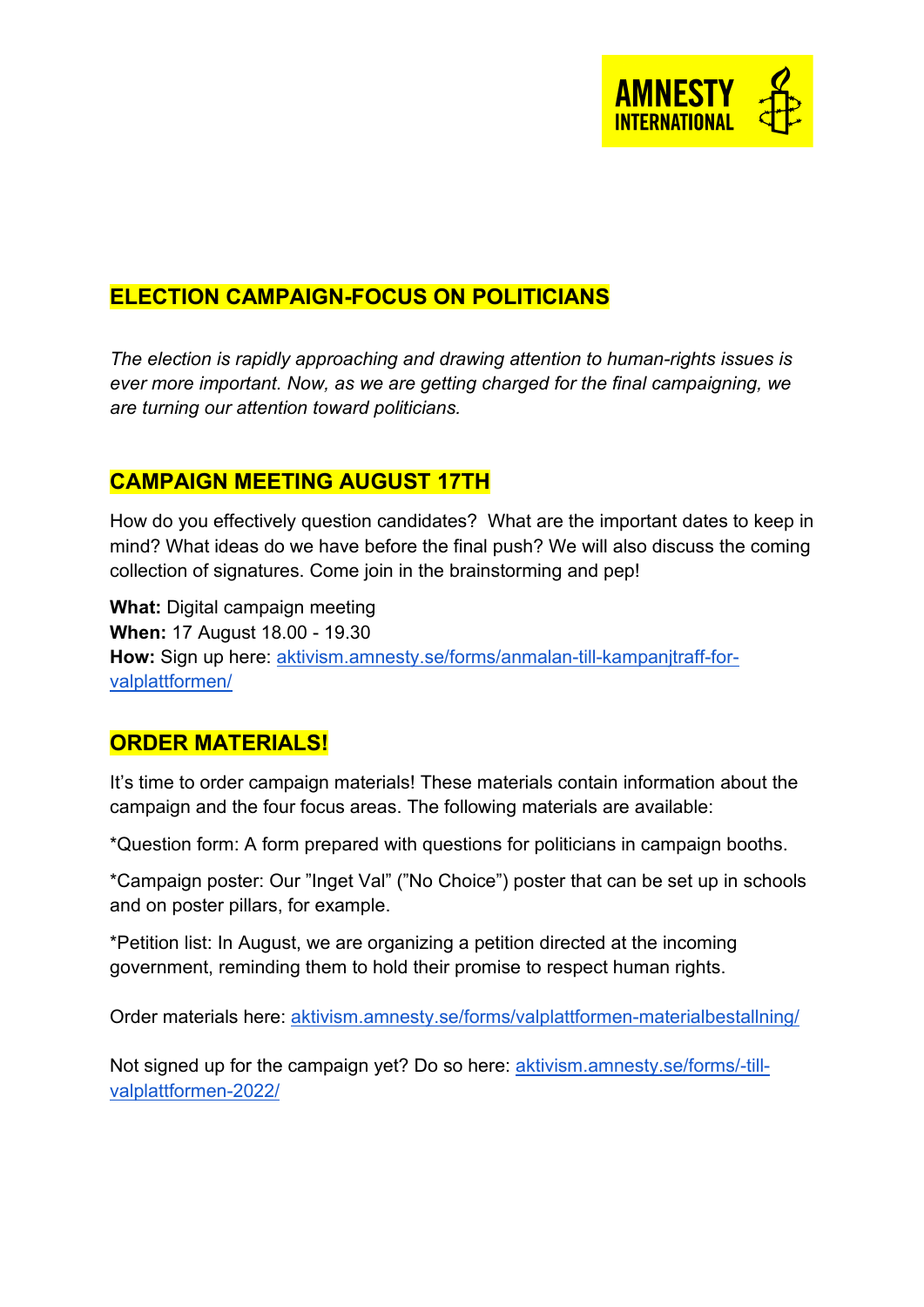## ELECTION CAMPAIGN-FOCUS ON POLITICIANS

*The election is rapidly approaching and drawing attention to human-rights issues is ever more important. Now, as we are getting charged for the final campaigning, we are turning our attention toward politicians.*

## CAMPAIGN MEETING AUGUST 17TH

How do you effectively question candidates? What are the important dates to keep in mind? What ideas do we have before the final push? We will also discuss the coming collection of signatures. Come join in the brainstorming and pep!

**What:** Digital campaign meeting
**When:** 17 August 18.00 - 19.30
**How:** Sign up here: [aktivism.amnesty.se/forms/anmalan-till-kampanjtraff-for-valplattformen/](aktivism.amnesty.se/forms/anmalan-till-kampanjtraff-for-valplattformen/)

## ORDER MATERIALS!

It's time to order campaign materials! These materials contain information about the campaign and the four focus areas. The following materials are available:

*Question form: A form prepared with questions for politicians in campaign booths.

*Campaign poster: Our "Inget Val" ("No Choice") poster that can be set up in schools and on poster pillars, for example.

*Petition list: In August, we are organizing a petition directed at the incoming government, reminding them to hold their promise to respect human rights.

Order materials here: [aktivism.amnesty.se/forms/valplattformen-materialbestallning/](aktivism.amnesty.se/forms/valplattformen-materialbestallning/)

Not signed up for the campaign yet? Do so here: [aktivism.amnesty.se/forms/-till-valplattformen-2022/](aktivism.amnesty.se/forms/-till-valplattformen-2022/)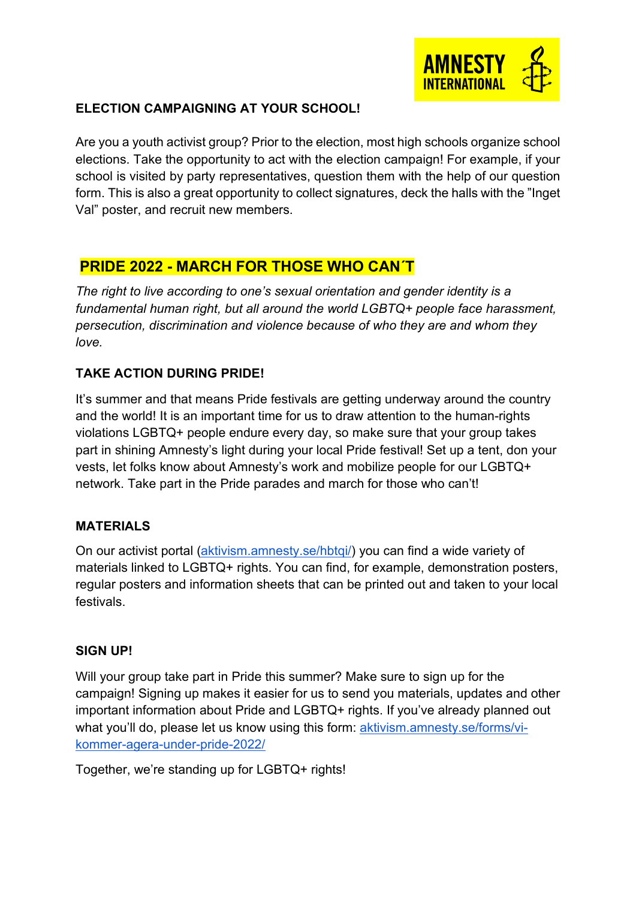### ELECTION CAMPAIGNING AT YOUR SCHOOL!

Are you a youth activist group? Prior to the election, most high schools organize school elections. Take the opportunity to act with the election campaign! For example, if your school is visited by party representatives, question them with the help of our question form. This is also a great opportunity to collect signatures, deck the halls with the "Inget Val" poster, and recruit new members.

## PRIDE 2022 - MARCH FOR THOSE WHO CAN´T

*The right to live according to one's sexual orientation and gender identity is a fundamental human right, but all around the world LGBTQ+ people face harassment, persecution, discrimination and violence because of who they are and whom they love.*

### TAKE ACTION DURING PRIDE!

It's summer and that means Pride festivals are getting underway around the country and the world! It is an important time for us to draw attention to the human-rights violations LGBTQ+ people endure every day, so make sure that your group takes part in shining Amnesty's light during your local Pride festival! Set up a tent, don your vests, let folks know about Amnesty's work and mobilize people for our LGBTQ+ network. Take part in the Pride parades and march for those who can't!

### MATERIALS

On our activist portal (aktivism.amnesty.se/hbtqi/) you can find a wide variety of materials linked to LGBTQ+ rights. You can find, for example, demonstration posters, regular posters and information sheets that can be printed out and taken to your local festivals.

### SIGN UP!

Will your group take part in Pride this summer? Make sure to sign up for the campaign! Signing up makes it easier for us to send you materials, updates and other important information about Pride and LGBTQ+ rights. If you've already planned out what you'll do, please let us know using this form: aktivism.amnesty.se/forms/vi-kommer-agera-under-pride-2022/

Together, we're standing up for LGBTQ+ rights!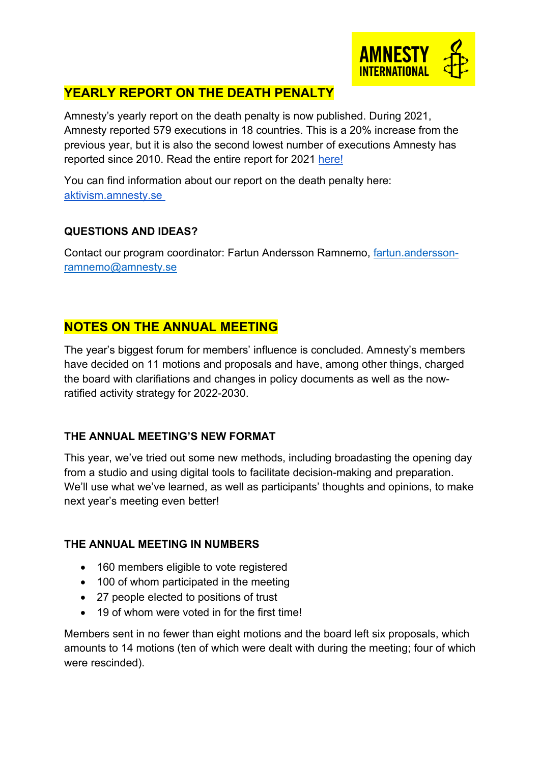## YEARLY REPORT ON THE DEATH PENALTY

Amnesty's yearly report on the death penalty is now published. During 2021, Amnesty reported 579 executions in 18 countries. This is a 20% increase from the previous year, but it is also the second lowest number of executions Amnesty has reported since 2010. Read the entire report for 2021 here!

You can find information about our report on the death penalty here: aktivism.amnesty.se

### QUESTIONS AND IDEAS?

Contact our program coordinator: Fartun Andersson Ramnemo, fartun.andersson-ramnemo@amnesty.se

## NOTES ON THE ANNUAL MEETING

The year's biggest forum for members' influence is concluded. Amnesty's members have decided on 11 motions and proposals and have, among other things, charged the board with clarifiations and changes in policy documents as well as the now-ratified activity strategy for 2022-2030.

### THE ANNUAL MEETING'S NEW FORMAT

This year, we've tried out some new methods, including broadasting the opening day from a studio and using digital tools to facilitate decision-making and preparation. We'll use what we've learned, as well as participants' thoughts and opinions, to make next year's meeting even better!

### THE ANNUAL MEETING IN NUMBERS

- 160 members eligible to vote registered
- 100 of whom participated in the meeting
- 27 people elected to positions of trust
- 19 of whom were voted in for the first time!

Members sent in no fewer than eight motions and the board left six proposals, which amounts to 14 motions (ten of which were dealt with during the meeting; four of which were rescinded).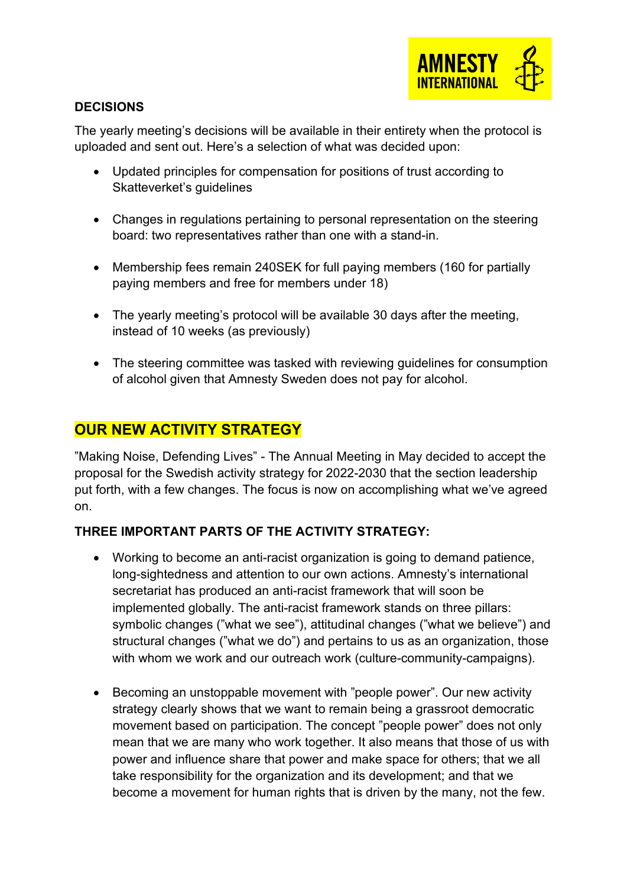## DECISIONS

The yearly meeting's decisions will be available in their entirety when the protocol is uploaded and sent out. Here's a selection of what was decided upon:

- Updated principles for compensation for positions of trust according to Skatteverket's guidelines

- Changes in regulations pertaining to personal representation on the steering board: two representatives rather than one with a stand-in.

- Membership fees remain 240SEK for full paying members (160 for partially paying members and free for members under 18)

- The yearly meeting's protocol will be available 30 days after the meeting, instead of 10 weeks (as previously)

- The steering committee was tasked with reviewing guidelines for consumption of alcohol given that Amnesty Sweden does not pay for alcohol.

## OUR NEW ACTIVITY STRATEGY

"Making Noise, Defending Lives" - The Annual Meeting in May decided to accept the proposal for the Swedish activity strategy for 2022-2030 that the section leadership put forth, with a few changes. The focus is now on accomplishing what we've agreed on.

### THREE IMPORTANT PARTS OF THE ACTIVITY STRATEGY:

- Working to become an anti-racist organization is going to demand patience, long-sightedness and attention to our own actions. Amnesty's international secretariat has produced an anti-racist framework that will soon be implemented globally. The anti-racist framework stands on three pillars: symbolic changes ("what we see"), attitudinal changes ("what we believe") and structural changes ("what we do") and pertains to us as an organization, those with whom we work and our outreach work (culture-community-campaigns).

- Becoming an unstoppable movement with "people power". Our new activity strategy clearly shows that we want to remain being a grassroot democratic movement based on participation. The concept "people power" does not only mean that we are many who work together. It also means that those of us with power and influence share that power and make space for others; that we all take responsibility for the organization and its development; and that we become a movement for human rights that is driven by the many, not the few.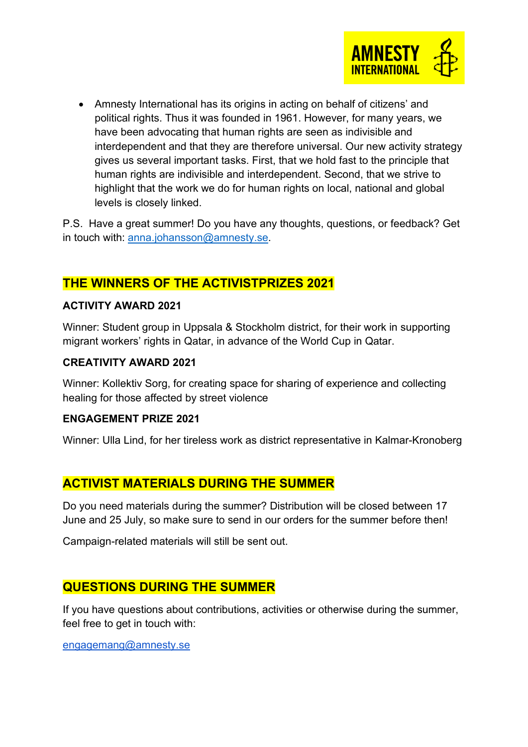- Amnesty International has its origins in acting on behalf of citizens' and political rights. Thus it was founded in 1961. However, for many years, we have been advocating that human rights are seen as indivisible and interdependent and that they are therefore universal. Our new activity strategy gives us several important tasks. First, that we hold fast to the principle that human rights are indivisible and interdependent. Second, that we strive to highlight that the work we do for human rights on local, national and global levels is closely linked.

P.S. Have a great summer! Do you have any thoughts, questions, or feedback? Get in touch with: anna.johansson@amnesty.se.

## THE WINNERS OF THE ACTIVISTPRIZES 2021

### ACTIVITY AWARD 2021

Winner: Student group in Uppsala & Stockholm district, for their work in supporting migrant workers' rights in Qatar, in advance of the World Cup in Qatar.

### CREATIVITY AWARD 2021

Winner: Kollektiv Sorg, for creating space for sharing of experience and collecting healing for those affected by street violence

### ENGAGEMENT PRIZE 2021

Winner: Ulla Lind, for her tireless work as district representative in Kalmar-Kronoberg

## ACTIVIST MATERIALS DURING THE SUMMER

Do you need materials during the summer? Distribution will be closed between 17 June and 25 July, so make sure to send in our orders for the summer before then!

Campaign-related materials will still be sent out.

## QUESTIONS DURING THE SUMMER

If you have questions about contributions, activities or otherwise during the summer, feel free to get in touch with:

engagemang@amnesty.se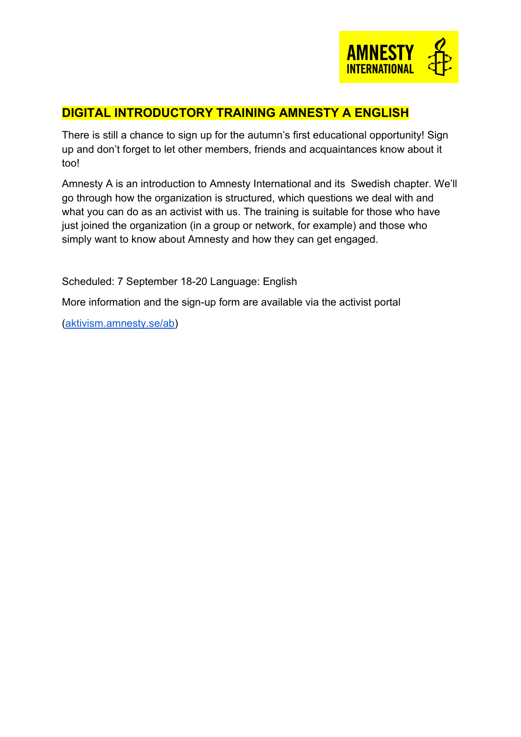AMNESTY INTERNATIONAL

## DIGITAL INTRODUCTORY TRAINING AMNESTY A ENGLISH

There is still a chance to sign up for the autumn's first educational opportunity! Sign up and don't forget to let other members, friends and acquaintances know about it too!

Amnesty A is an introduction to Amnesty International and its Swedish chapter. We'll go through how the organization is structured, which questions we deal with and what you can do as an activist with us. The training is suitable for those who have just joined the organization (in a group or network, for example) and those who simply want to know about Amnesty and how they can get engaged.

Scheduled: 7 September 18-20 Language: English

More information and the sign-up form are available via the activist portal

(aktivism.amnesty.se/ab)